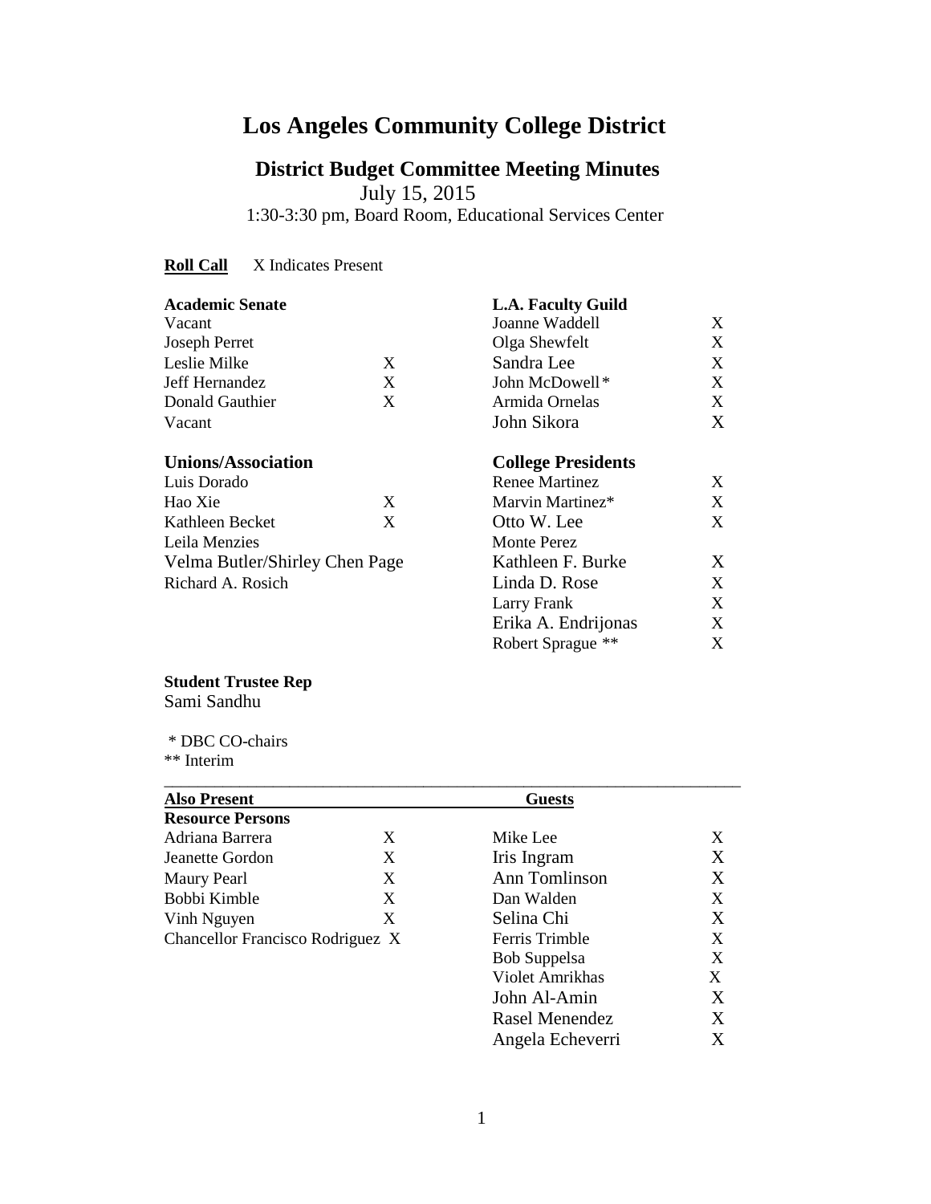# Los Angeles Community College District

## District Budget Committee Meeting Minutes

July 15, 2015
1:30-3:30 pm, Board Room, Educational Services Center

**Roll Call** X Indicates Present

| **Academic Senate** | | **L.A. Faculty Guild** | |
|---|---|---|---|
| Vacant | | Joanne Waddell | X |
| Joseph Perret | | Olga Shewfelt | X |
| Leslie Milke | X | Sandra Lee | X |
| Jeff Hernandez | X | John McDowell* | X |
| Donald Gauthier | X | Armida Ornelas | X |
| Vacant | | John Sikora | X |
| **Unions/Association** | | **College Presidents** | |
| Luis Dorado | | Renee Martinez | X |
| Hao Xie | X | Marvin Martinez* | X |
| Kathleen Becket | X | Otto W. Lee | X |
| Leila Menzies | | Monte Perez | |
| Velma Butler/Shirley Chen Page | | Kathleen F. Burke | X |
| Richard A. Rosich | | Linda D. Rose | X |
| | | Larry Frank | X |
| | | Erika A. Endrijonas | X |
| | | Robert Sprague ** | X |

**Student Trustee Rep**
Sami Sandhu

\* DBC CO-chairs
** Interim

| **Also Present** | | **Guests** | |
|---|---|---|---|
| **Resource Persons** | | | |
| Adriana Barrera | X | Mike Lee | X |
| Jeanette Gordon | X | Iris Ingram | X |
| Maury Pearl | X | Ann Tomlinson | X |
| Bobbi Kimble | X | Dan Walden | X |
| Vinh Nguyen | X | Selina Chi | X |
| Chancellor Francisco Rodriguez | X | Ferris Trimble | X |
| | | Bob Suppelsa | X |
| | | Violet Amrikhas | X |
| | | John Al-Amin | X |
| | | Rasel Menendez | X |
| | | Angela Echeverri | X |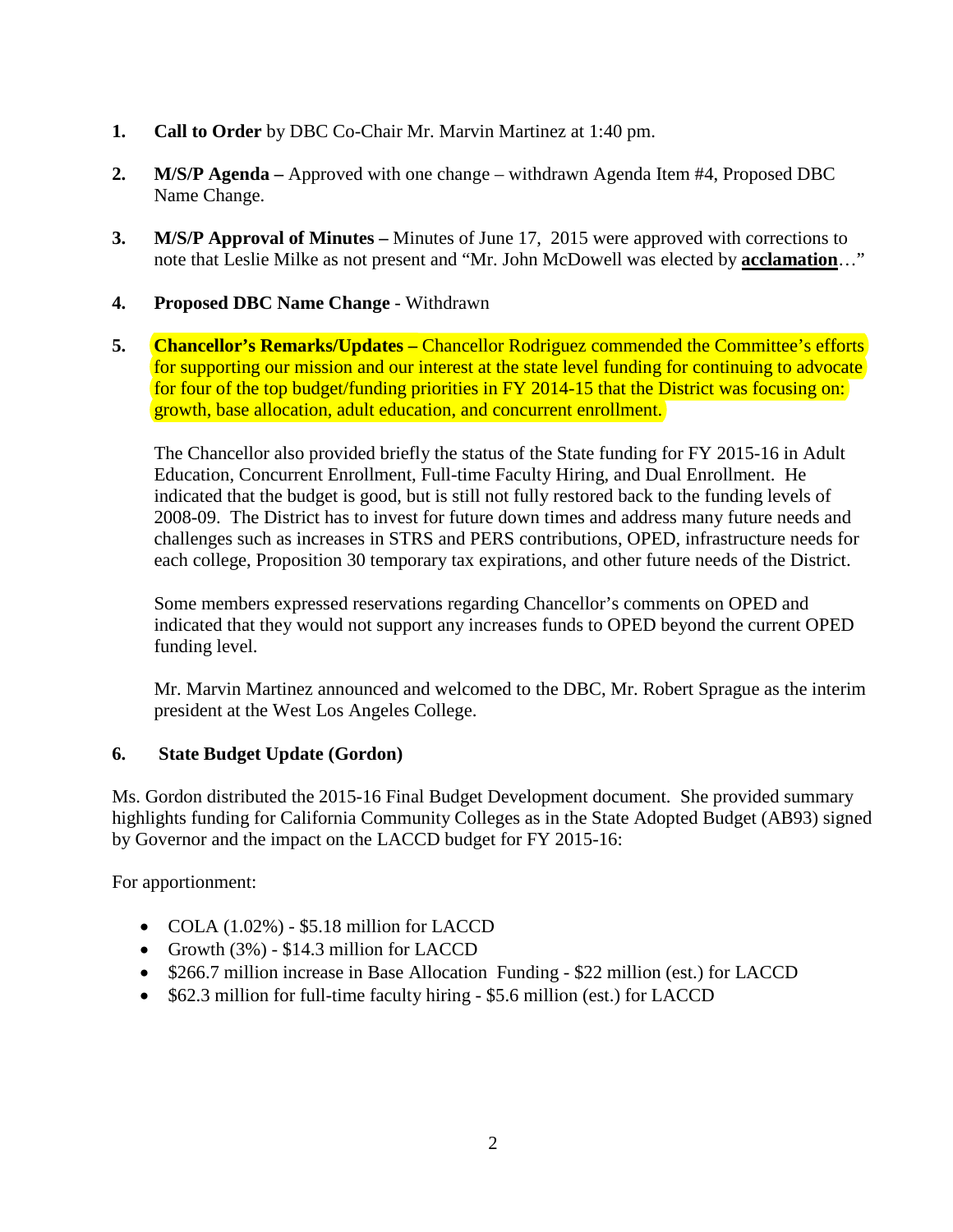1. **Call to Order** by DBC Co-Chair Mr. Marvin Martinez at 1:40 pm.

2. **M/S/P Agenda –** Approved with one change – withdrawn Agenda Item #4, Proposed DBC Name Change.

3. **M/S/P Approval of Minutes –** Minutes of June 17, 2015 were approved with corrections to note that Leslie Milke as not present and "Mr. John McDowell was elected by **acclamation**…"

4. **Proposed DBC Name Change** - Withdrawn

5. **Chancellor's Remarks/Updates –** Chancellor Rodriguez commended the Committee's efforts for supporting our mission and our interest at the state level funding for continuing to advocate for four of the top budget/funding priorities in FY 2014-15 that the District was focusing on: growth, base allocation, adult education, and concurrent enrollment.

   The Chancellor also provided briefly the status of the State funding for FY 2015-16 in Adult Education, Concurrent Enrollment, Full-time Faculty Hiring, and Dual Enrollment. He indicated that the budget is good, but is still not fully restored back to the funding levels of 2008-09. The District has to invest for future down times and address many future needs and challenges such as increases in STRS and PERS contributions, OPED, infrastructure needs for each college, Proposition 30 temporary tax expirations, and other future needs of the District.

   Some members expressed reservations regarding Chancellor's comments on OPED and indicated that they would not support any increases funds to OPED beyond the current OPED funding level.

   Mr. Marvin Martinez announced and welcomed to the DBC, Mr. Robert Sprague as the interim president at the West Los Angeles College.

6. **State Budget Update (Gordon)**

Ms. Gordon distributed the 2015-16 Final Budget Development document. She provided summary highlights funding for California Community Colleges as in the State Adopted Budget (AB93) signed by Governor and the impact on the LACCD budget for FY 2015-16:

For apportionment:

- COLA (1.02%) - $5.18 million for LACCD
- Growth (3%) - $14.3 million for LACCD
- $266.7 million increase in Base Allocation Funding - $22 million (est.) for LACCD
- $62.3 million for full-time faculty hiring - $5.6 million (est.) for LACCD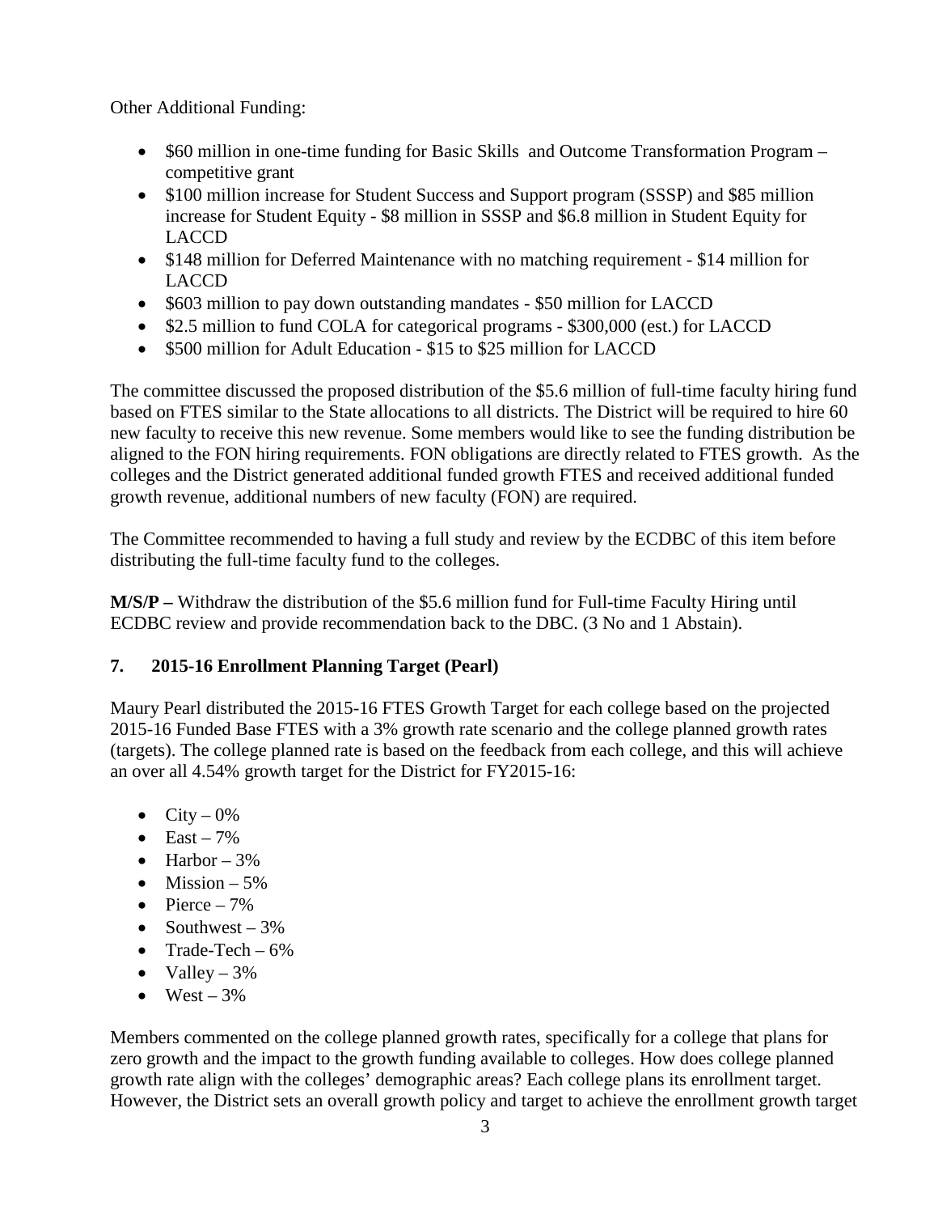Other Additional Funding:

- $60 million in one-time funding for Basic Skills and Outcome Transformation Program – competitive grant
- $100 million increase for Student Success and Support program (SSSP) and $85 million increase for Student Equity - $8 million in SSSP and $6.8 million in Student Equity for LACCD
- $148 million for Deferred Maintenance with no matching requirement - $14 million for LACCD
- $603 million to pay down outstanding mandates - $50 million for LACCD
- $2.5 million to fund COLA for categorical programs - $300,000 (est.) for LACCD
- $500 million for Adult Education - $15 to $25 million for LACCD

The committee discussed the proposed distribution of the $5.6 million of full-time faculty hiring fund based on FTES similar to the State allocations to all districts. The District will be required to hire 60 new faculty to receive this new revenue. Some members would like to see the funding distribution be aligned to the FON hiring requirements. FON obligations are directly related to FTES growth. As the colleges and the District generated additional funded growth FTES and received additional funded growth revenue, additional numbers of new faculty (FON) are required.

The Committee recommended to having a full study and review by the ECDBC of this item before distributing the full-time faculty fund to the colleges.

**M/S/P –** Withdraw the distribution of the $5.6 million fund for Full-time Faculty Hiring until ECDBC review and provide recommendation back to the DBC. (3 No and 1 Abstain).

### 7. 2015-16 Enrollment Planning Target (Pearl)

Maury Pearl distributed the 2015-16 FTES Growth Target for each college based on the projected 2015-16 Funded Base FTES with a 3% growth rate scenario and the college planned growth rates (targets). The college planned rate is based on the feedback from each college, and this will achieve an over all 4.54% growth target for the District for FY2015-16:

- City – 0%
- East – 7%
- Harbor – 3%
- Mission – 5%
- Pierce – 7%
- Southwest – 3%
- Trade-Tech – 6%
- Valley – 3%
- West – 3%

Members commented on the college planned growth rates, specifically for a college that plans for zero growth and the impact to the growth funding available to colleges. How does college planned growth rate align with the colleges' demographic areas? Each college plans its enrollment target. However, the District sets an overall growth policy and target to achieve the enrollment growth target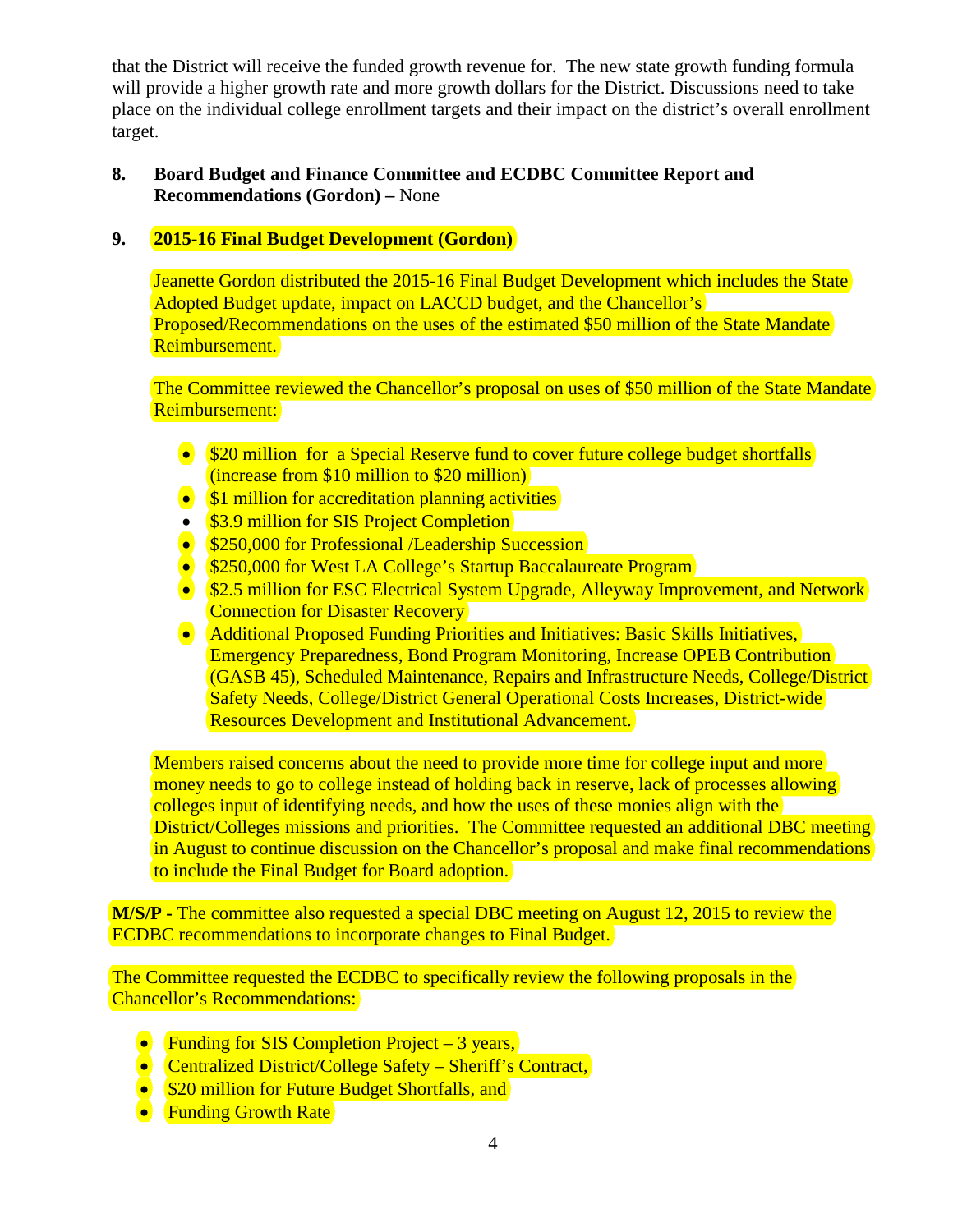that the District will receive the funded growth revenue for. The new state growth funding formula will provide a higher growth rate and more growth dollars for the District. Discussions need to take place on the individual college enrollment targets and their impact on the district's overall enrollment target.

**8. Board Budget and Finance Committee and ECDBC Committee Report and Recommendations (Gordon) –** None

**9. 2015-16 Final Budget Development (Gordon)**

Jeanette Gordon distributed the 2015-16 Final Budget Development which includes the State Adopted Budget update, impact on LACCD budget, and the Chancellor's Proposed/Recommendations on the uses of the estimated $50 million of the State Mandate Reimbursement.

The Committee reviewed the Chancellor's proposal on uses of $50 million of the State Mandate Reimbursement:

- $20 million for a Special Reserve fund to cover future college budget shortfalls (increase from $10 million to $20 million)
- $1 million for accreditation planning activities
- $3.9 million for SIS Project Completion
- $250,000 for Professional /Leadership Succession
- $250,000 for West LA College's Startup Baccalaureate Program
- $2.5 million for ESC Electrical System Upgrade, Alleyway Improvement, and Network Connection for Disaster Recovery
- Additional Proposed Funding Priorities and Initiatives: Basic Skills Initiatives, Emergency Preparedness, Bond Program Monitoring, Increase OPEB Contribution (GASB 45), Scheduled Maintenance, Repairs and Infrastructure Needs, College/District Safety Needs, College/District General Operational Costs Increases, District-wide Resources Development and Institutional Advancement.

Members raised concerns about the need to provide more time for college input and more money needs to go to college instead of holding back in reserve, lack of processes allowing colleges input of identifying needs, and how the uses of these monies align with the District/Colleges missions and priorities. The Committee requested an additional DBC meeting in August to continue discussion on the Chancellor's proposal and make final recommendations to include the Final Budget for Board adoption.

**M/S/P** - The committee also requested a special DBC meeting on August 12, 2015 to review the ECDBC recommendations to incorporate changes to Final Budget.

The Committee requested the ECDBC to specifically review the following proposals in the Chancellor's Recommendations:

- Funding for SIS Completion Project – 3 years,
- Centralized District/College Safety – Sheriff's Contract,
- $20 million for Future Budget Shortfalls, and
- Funding Growth Rate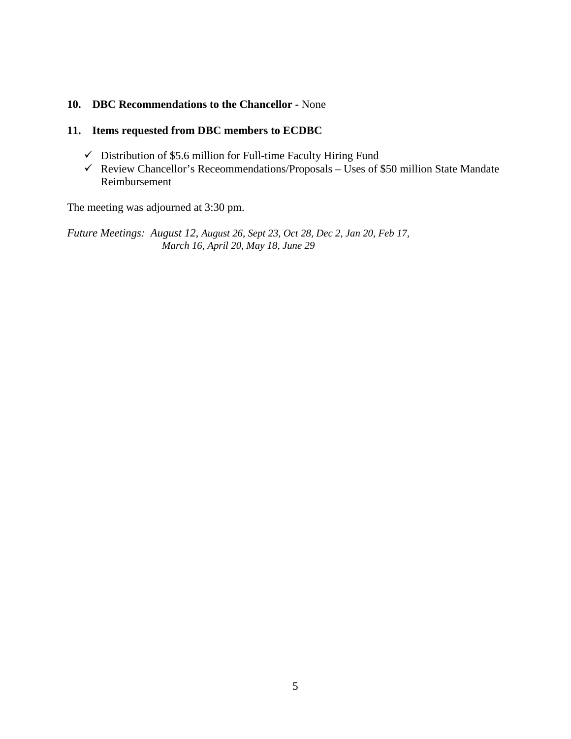**10. DBC Recommendations to the Chancellor -** None

**11. Items requested from DBC members to ECDBC**

- ✓ Distribution of $5.6 million for Full-time Faculty Hiring Fund
- ✓ Review Chancellor's Receommendations/Proposals – Uses of $50 million State Mandate Reimbursement

The meeting was adjourned at 3:30 pm.

*Future Meetings: August 12, August 26, Sept 23, Oct 28, Dec 2, Jan 20, Feb 17, March 16, April 20, May 18, June 29*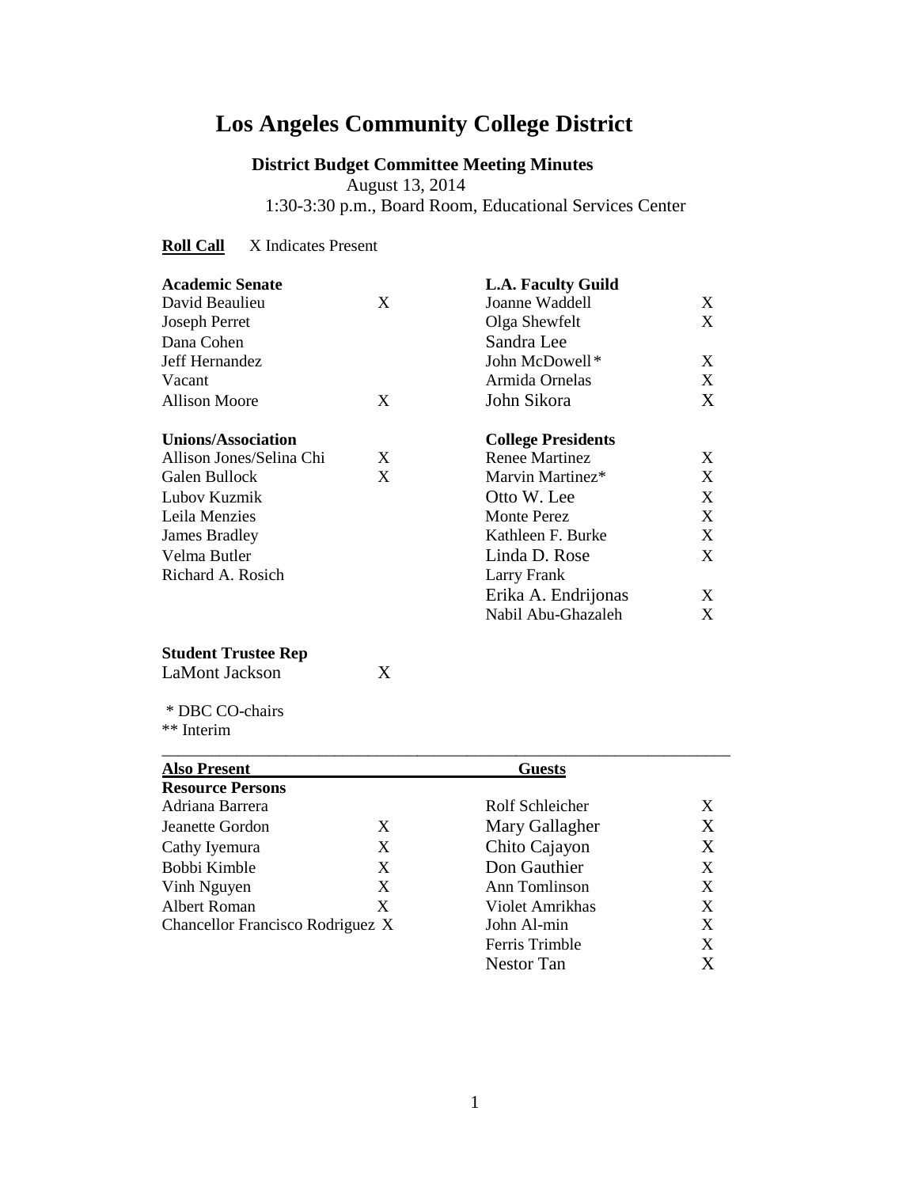# Los Angeles Community College District

**District Budget Committee Meeting Minutes**
August 13, 2014
1:30-3:30 p.m., Board Room, Educational Services Center

**Roll Call** X Indicates Present

| **Academic Senate** | | **L.A. Faculty Guild** | |
|---|---|---|---|
| David Beaulieu | X | Joanne Waddell | X |
| Joseph Perret | | Olga Shewfelt | X |
| Dana Cohen | | Sandra Lee | |
| Jeff Hernandez | | John McDowell* | X |
| Vacant | | Armida Ornelas | X |
| Allison Moore | X | John Sikora | X |

| **Unions/Association** | | **College Presidents** | |
|---|---|---|---|
| Allison Jones/Selina Chi | X | Renee Martinez | X |
| Galen Bullock | X | Marvin Martinez* | X |
| Lubov Kuzmik | | Otto W. Lee | X |
| Leila Menzies | | Monte Perez | X |
| James Bradley | | Kathleen F. Burke | X |
| Velma Butler | | Linda D. Rose | X |
| Richard A. Rosich | | Larry Frank | |
| | | Erika A. Endrijonas | X |
| | | Nabil Abu-Ghazaleh | X |

**Student Trustee Rep**

| | |
|---|---|
| LaMont Jackson | X |

\* DBC CO-chairs
** Interim

| **Also Present** | | **Guests** | |
|---|---|---|---|
| **Resource Persons** | | | |
| Adriana Barrera | | Rolf Schleicher | X |
| Jeanette Gordon | X | Mary Gallagher | X |
| Cathy Iyemura | X | Chito Cajayon | X |
| Bobbi Kimble | X | Don Gauthier | X |
| Vinh Nguyen | X | Ann Tomlinson | X |
| Albert Roman | X | Violet Amrikhas | X |
| Chancellor Francisco Rodriguez | X | John Al-min | X |
| | | Ferris Trimble | X |
| | | Nestor Tan | X |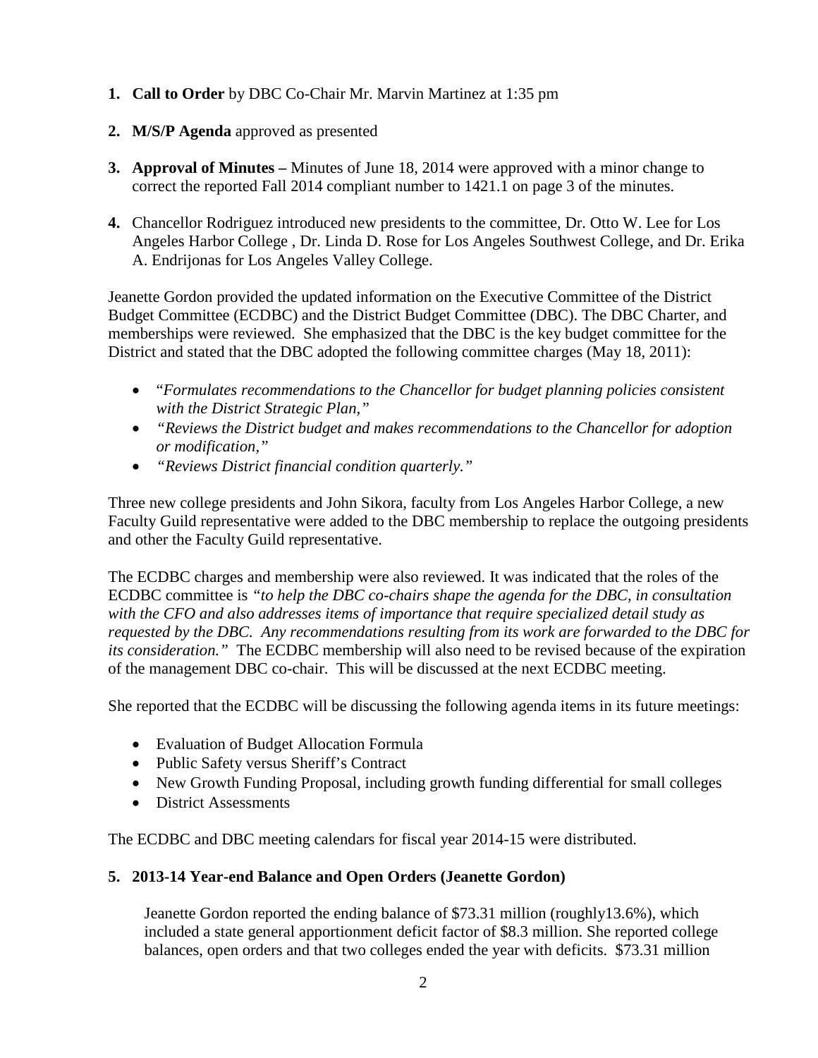1. **Call to Order** by DBC Co-Chair Mr. Marvin Martinez at 1:35 pm

2. **M/S/P Agenda** approved as presented

3. **Approval of Minutes –** Minutes of June 18, 2014 were approved with a minor change to correct the reported Fall 2014 compliant number to 1421.1 on page 3 of the minutes.

4. Chancellor Rodriguez introduced new presidents to the committee, Dr. Otto W. Lee for Los Angeles Harbor College , Dr. Linda D. Rose for Los Angeles Southwest College, and Dr. Erika A. Endrijonas for Los Angeles Valley College.

Jeanette Gordon provided the updated information on the Executive Committee of the District Budget Committee (ECDBC) and the District Budget Committee (DBC). The DBC Charter, and memberships were reviewed. She emphasized that the DBC is the key budget committee for the District and stated that the DBC adopted the following committee charges (May 18, 2011):

- *"Formulates recommendations to the Chancellor for budget planning policies consistent with the District Strategic Plan,"*
- *"Reviews the District budget and makes recommendations to the Chancellor for adoption or modification,"*
- *"Reviews District financial condition quarterly."*

Three new college presidents and John Sikora, faculty from Los Angeles Harbor College, a new Faculty Guild representative were added to the DBC membership to replace the outgoing presidents and other the Faculty Guild representative.

The ECDBC charges and membership were also reviewed. It was indicated that the roles of the ECDBC committee is *"to help the DBC co-chairs shape the agenda for the DBC, in consultation with the CFO and also addresses items of importance that require specialized detail study as requested by the DBC. Any recommendations resulting from its work are forwarded to the DBC for its consideration."* The ECDBC membership will also need to be revised because of the expiration of the management DBC co-chair. This will be discussed at the next ECDBC meeting.

She reported that the ECDBC will be discussing the following agenda items in its future meetings:

- Evaluation of Budget Allocation Formula
- Public Safety versus Sheriff's Contract
- New Growth Funding Proposal, including growth funding differential for small colleges
- District Assessments

The ECDBC and DBC meeting calendars for fiscal year 2014-15 were distributed.

5. **2013-14 Year-end Balance and Open Orders (Jeanette Gordon)**

Jeanette Gordon reported the ending balance of $73.31 million (roughly13.6%), which included a state general apportionment deficit factor of $8.3 million. She reported college balances, open orders and that two colleges ended the year with deficits. $73.31 million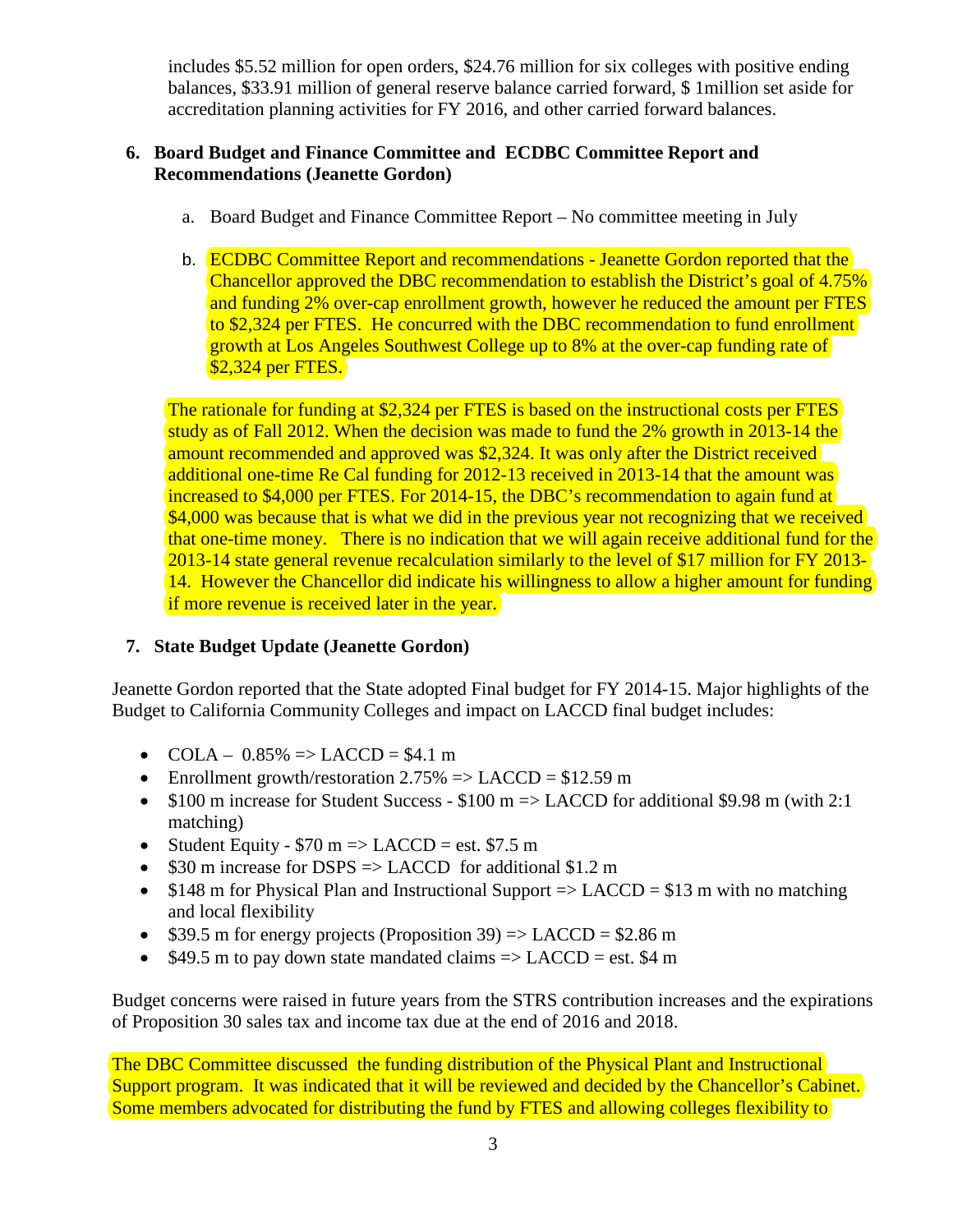includes \$5.52 million for open orders, \$24.76 million for six colleges with positive ending balances, \$33.91 million of general reserve balance carried forward, \$ 1million set aside for accreditation planning activities for FY 2016, and other carried forward balances.

6. **Board Budget and Finance Committee and ECDBC Committee Report and Recommendations (Jeanette Gordon)**

   a. Board Budget and Finance Committee Report – No committee meeting in July

   b. ECDBC Committee Report and recommendations - Jeanette Gordon reported that the Chancellor approved the DBC recommendation to establish the District's goal of 4.75% and funding 2% over-cap enrollment growth, however he reduced the amount per FTES to \$2,324 per FTES. He concurred with the DBC recommendation to fund enrollment growth at Los Angeles Southwest College up to 8% at the over-cap funding rate of \$2,324 per FTES.

   The rationale for funding at \$2,324 per FTES is based on the instructional costs per FTES study as of Fall 2012. When the decision was made to fund the 2% growth in 2013-14 the amount recommended and approved was \$2,324. It was only after the District received additional one-time Re Cal funding for 2012-13 received in 2013-14 that the amount was increased to \$4,000 per FTES. For 2014-15, the DBC's recommendation to again fund at \$4,000 was because that is what we did in the previous year not recognizing that we received that one-time money. There is no indication that we will again receive additional fund for the 2013-14 state general revenue recalculation similarly to the level of \$17 million for FY 2013-14. However the Chancellor did indicate his willingness to allow a higher amount for funding if more revenue is received later in the year.

7. **State Budget Update (Jeanette Gordon)**

Jeanette Gordon reported that the State adopted Final budget for FY 2014-15. Major highlights of the Budget to California Community Colleges and impact on LACCD final budget includes:

- COLA – 0.85% => LACCD = \$4.1 m
- Enrollment growth/restoration 2.75% => LACCD = \$12.59 m
- \$100 m increase for Student Success - \$100 m => LACCD for additional \$9.98 m (with 2:1 matching)
- Student Equity - \$70 m => LACCD = est. \$7.5 m
- \$30 m increase for DSPS => LACCD for additional \$1.2 m
- \$148 m for Physical Plan and Instructional Support => LACCD = \$13 m with no matching and local flexibility
- \$39.5 m for energy projects (Proposition 39) => LACCD = \$2.86 m
- \$49.5 m to pay down state mandated claims => LACCD = est. \$4 m

Budget concerns were raised in future years from the STRS contribution increases and the expirations of Proposition 30 sales tax and income tax due at the end of 2016 and 2018.

The DBC Committee discussed the funding distribution of the Physical Plant and Instructional Support program. It was indicated that it will be reviewed and decided by the Chancellor's Cabinet. Some members advocated for distributing the fund by FTES and allowing colleges flexibility to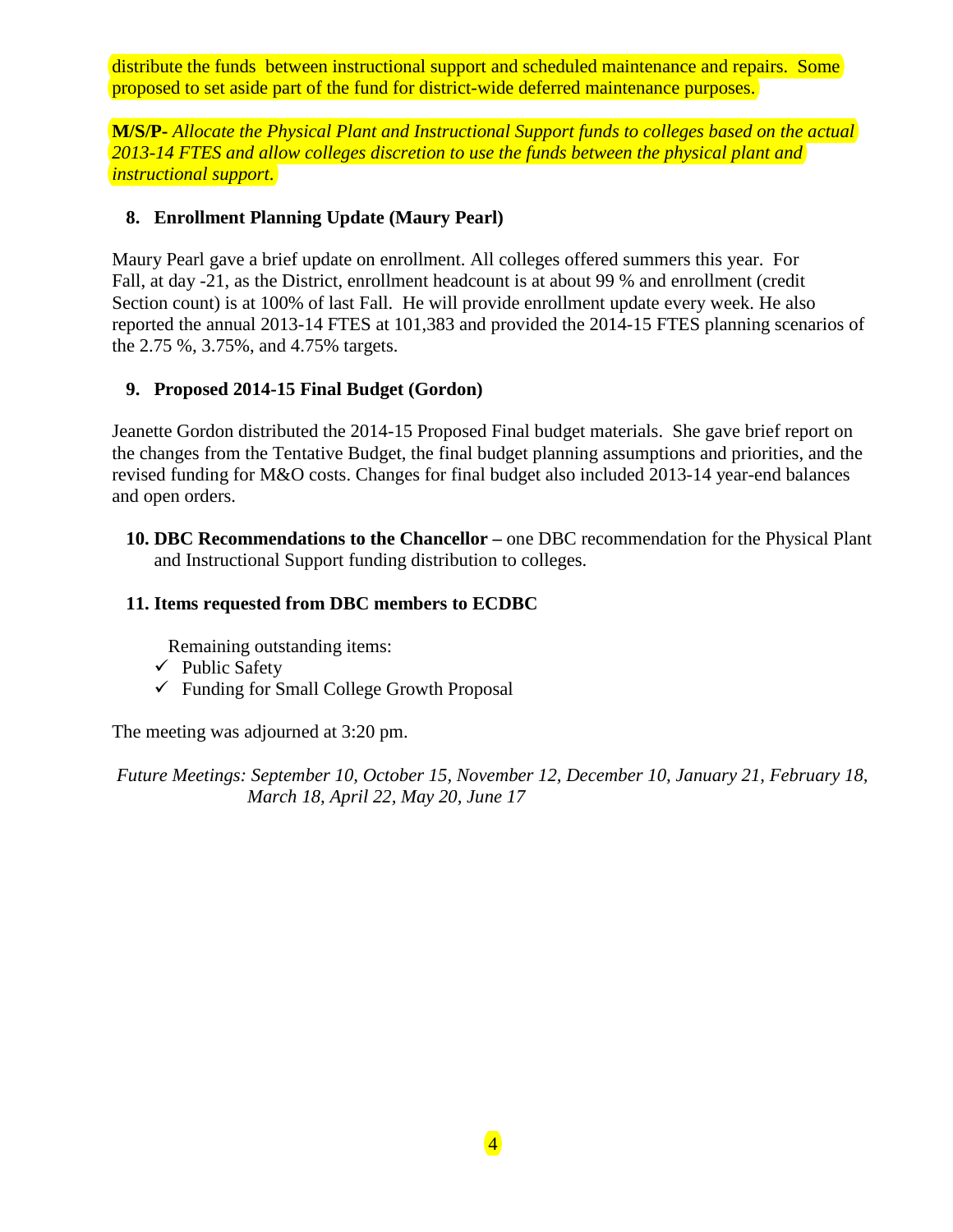distribute the funds between instructional support and scheduled maintenance and repairs. Some proposed to set aside part of the fund for district-wide deferred maintenance purposes.

**M/S/P-** *Allocate the Physical Plant and Instructional Support funds to colleges based on the actual 2013-14 FTES and allow colleges discretion to use the funds between the physical plant and instructional support.*

8. **Enrollment Planning Update (Maury Pearl)**

Maury Pearl gave a brief update on enrollment. All colleges offered summers this year. For Fall, at day -21, as the District, enrollment headcount is at about 99 % and enrollment (credit Section count) is at 100% of last Fall. He will provide enrollment update every week. He also reported the annual 2013-14 FTES at 101,383 and provided the 2014-15 FTES planning scenarios of the 2.75 %, 3.75%, and 4.75% targets.

9. **Proposed 2014-15 Final Budget (Gordon)**

Jeanette Gordon distributed the 2014-15 Proposed Final budget materials. She gave brief report on the changes from the Tentative Budget, the final budget planning assumptions and priorities, and the revised funding for M&O costs. Changes for final budget also included 2013-14 year-end balances and open orders.

10. **DBC Recommendations to the Chancellor –** one DBC recommendation for the Physical Plant and Instructional Support funding distribution to colleges.

11. **Items requested from DBC members to ECDBC**

Remaining outstanding items:

- ✓ Public Safety
- ✓ Funding for Small College Growth Proposal

The meeting was adjourned at 3:20 pm.

*Future Meetings: September 10, October 15, November 12, December 10, January 21, February 18, March 18, April 22, May 20, June 17*